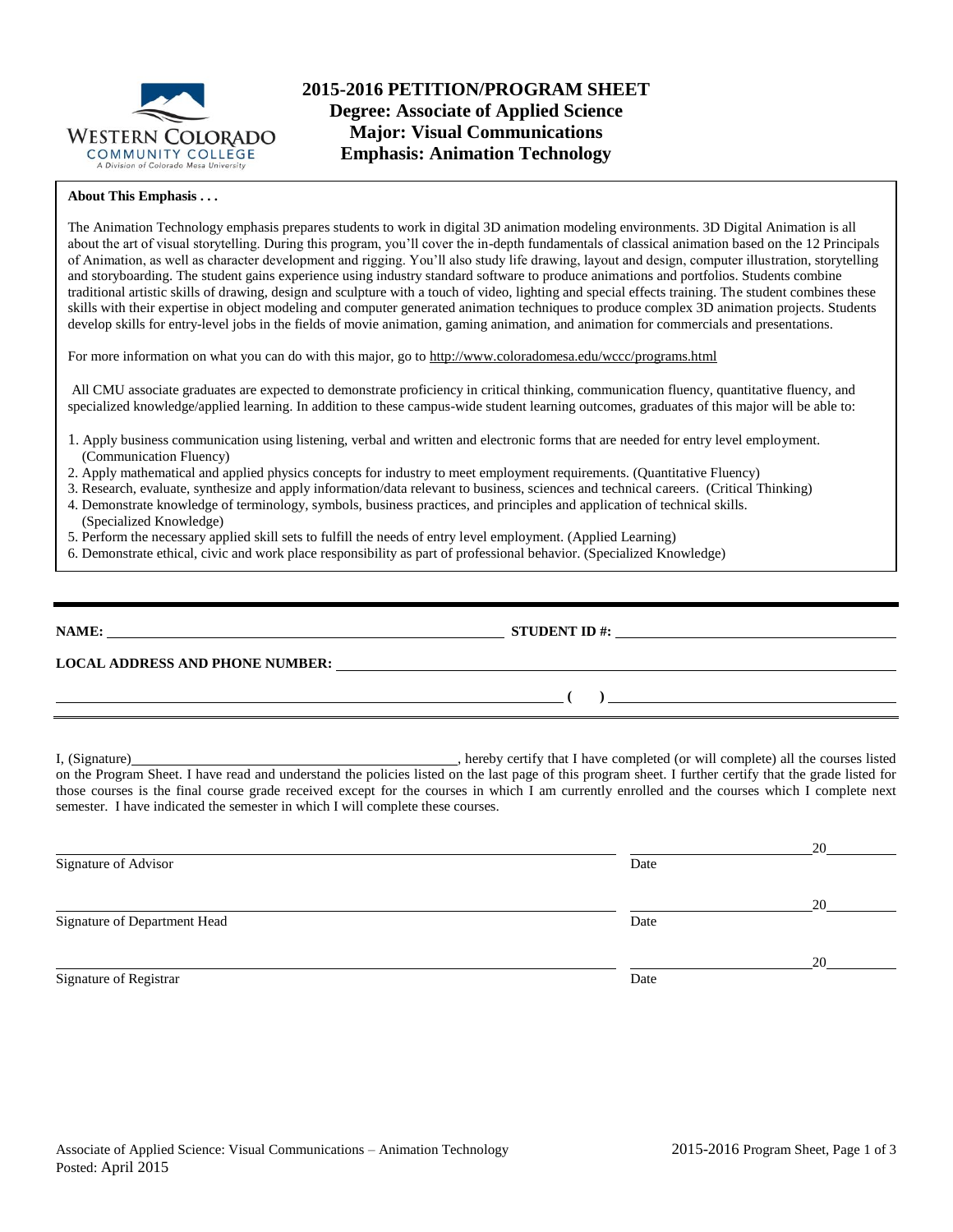# 2015-2016 PETITION/PROGRAM SHEET
## Degree: Associate of Applied Science
## Major: Visual Communications
## Emphasis: Animation Technology

**About This Emphasis . . .**

The Animation Technology emphasis prepares students to work in digital 3D animation modeling environments. 3D Digital Animation is all about the art of visual storytelling. During this program, you'll cover the in-depth fundamentals of classical animation based on the 12 Principals of Animation, as well as character development and rigging. You'll also study life drawing, layout and design, computer illustration, storytelling and storyboarding. The student gains experience using industry standard software to produce animations and portfolios. Students combine traditional artistic skills of drawing, design and sculpture with a touch of video, lighting and special effects training. The student combines these skills with their expertise in object modeling and computer generated animation techniques to produce complex 3D animation projects. Students develop skills for entry-level jobs in the fields of movie animation, gaming animation, and animation for commercials and presentations.

For more information on what you can do with this major, go to http://www.coloradomesa.edu/wccc/programs.html

All CMU associate graduates are expected to demonstrate proficiency in critical thinking, communication fluency, quantitative fluency, and specialized knowledge/applied learning. In addition to these campus-wide student learning outcomes, graduates of this major will be able to:

1. Apply business communication using listening, verbal and written and electronic forms that are needed for entry level employment. (Communication Fluency)
2. Apply mathematical and applied physics concepts for industry to meet employment requirements. (Quantitative Fluency)
3. Research, evaluate, synthesize and apply information/data relevant to business, sciences and technical careers. (Critical Thinking)
4. Demonstrate knowledge of terminology, symbols, business practices, and principles and application of technical skills. (Specialized Knowledge)
5. Perform the necessary applied skill sets to fulfill the needs of entry level employment. (Applied Learning)
6. Demonstrate ethical, civic and work place responsibility as part of professional behavior. (Specialized Knowledge)

---

**NAME:** ______________________________ **STUDENT ID #:** ______________________________

**LOCAL ADDRESS AND PHONE NUMBER:** ______________________________

______________________________ **( )** ______________________________

---

I, (Signature)______________________________, hereby certify that I have completed (or will complete) all the courses listed on the Program Sheet. I have read and understand the policies listed on the last page of this program sheet. I further certify that the grade listed for those courses is the final course grade received except for the courses in which I am currently enrolled and the courses which I complete next semester. I have indicated the semester in which I will complete these courses.

______________________________ ______________ 20______
Signature of Advisor Date

______________________________ ______________ 20______
Signature of Department Head Date

______________________________ ______________ 20______
Signature of Registrar Date

Associate of Applied Science: Visual Communications – Animation Technology
Posted: April 2015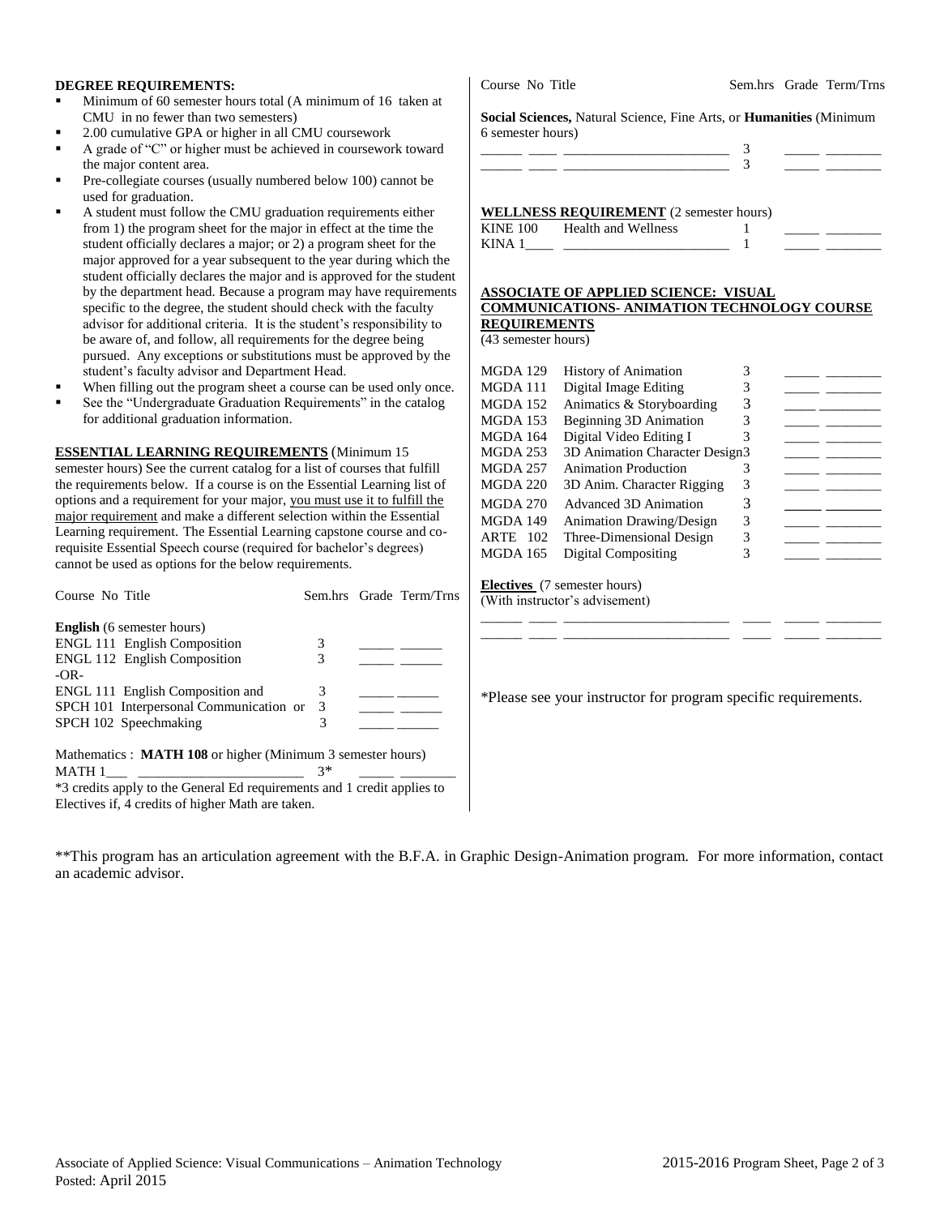**DEGREE REQUIREMENTS:**

- Minimum of 60 semester hours total (A minimum of 16 taken at CMU in no fewer than two semesters)
- 2.00 cumulative GPA or higher in all CMU coursework
- A grade of "C" or higher must be achieved in coursework toward the major content area.
- Pre-collegiate courses (usually numbered below 100) cannot be used for graduation.
- A student must follow the CMU graduation requirements either from 1) the program sheet for the major in effect at the time the student officially declares a major; or 2) a program sheet for the major approved for a year subsequent to the year during which the student officially declares the major and is approved for the student by the department head. Because a program may have requirements specific to the degree, the student should check with the faculty advisor for additional criteria. It is the student's responsibility to be aware of, and follow, all requirements for the degree being pursued. Any exceptions or substitutions must be approved by the student's faculty advisor and Department Head.
- When filling out the program sheet a course can be used only once.
- See the "Undergraduate Graduation Requirements" in the catalog for additional graduation information.

**ESSENTIAL LEARNING REQUIREMENTS** (Minimum 15 semester hours) See the current catalog for a list of courses that fulfill the requirements below. If a course is on the Essential Learning list of options and a requirement for your major, you must use it to fulfill the major requirement and make a different selection within the Essential Learning requirement. The Essential Learning capstone course and co-requisite Essential Speech course (required for bachelor's degrees) cannot be used as options for the below requirements.

| Course No | Title | Sem.hrs | Grade | Term/Trns |
|---|---|---|---|---|
| **English** (6 semester hours) | | | | |
| ENGL 111 | English Composition | 3 | _____ | ______ |
| ENGL 112 | English Composition | 3 | _____ | ______ |
| -OR- | | | | |
| ENGL 111 | English Composition and | 3 | _____ | ______ |
| SPCH 101 | Interpersonal Communication or | 3 | _____ | ______ |
| SPCH 102 | Speechmaking | 3 | _____ | ______ |

Mathematics : **MATH 108** or higher (Minimum 3 semester hours)

| Course No | Title | Sem.hrs | Grade | Term/Trns |
|---|---|---|---|---|
| MATH 1___ | ________________________ | 3* | _____ | ________ |

*3 credits apply to the General Ed requirements and 1 credit applies to Electives if, 4 credits of higher Math are taken.

**Social Sciences,** Natural Science, Fine Arts, or **Humanities** (Minimum 6 semester hours)

| Course No | Title | Sem.hrs | Grade | Term/Trns |
|---|---|---|---|---|
| ______ ____ | ________________________ | 3 | _____ | ________ |
| ______ ____ | ________________________ | 3 | _____ | ________ |

**WELLNESS REQUIREMENT** (2 semester hours)

| Course No | Title | Sem.hrs | Grade | Term/Trns |
|---|---|---|---|---|
| KINE 100 | Health and Wellness | 1 | _____ | ________ |
| KINA 1____ | ________________________ | 1 | _____ | ________ |

**ASSOCIATE OF APPLIED SCIENCE: VISUAL COMMUNICATIONS- ANIMATION TECHNOLOGY COURSE REQUIREMENTS**
(43 semester hours)

| Course No | Title | Sem.hrs | Grade | Term/Trns |
|---|---|---|---|---|
| MGDA 129 | History of Animation | 3 | _____ | ________ |
| MGDA 111 | Digital Image Editing | 3 | _____ | ________ |
| MGDA 152 | Animatics & Storyboarding | 3 | _____ | ________ |
| MGDA 153 | Beginning 3D Animation | 3 | _____ | ________ |
| MGDA 164 | Digital Video Editing I | 3 | _____ | ________ |
| MGDA 253 | 3D Animation Character Design | 3 | _____ | ________ |
| MGDA 257 | Animation Production | 3 | _____ | ________ |
| MGDA 220 | 3D Anim. Character Rigging | 3 | _____ | ________ |
| MGDA 270 | Advanced 3D Animation | 3 | _____ | ________ |
| MGDA 149 | Animation Drawing/Design | 3 | _____ | ________ |
| ARTE 102 | Three-Dimensional Design | 3 | _____ | ________ |
| MGDA 165 | Digital Compositing | 3 | _____ | ________ |

**Electives** (7 semester hours)
(With instructor's advisement)

| Course No | Title | Sem.hrs | Grade | Term/Trns |
|---|---|---|---|---|
| ______ ____ | ________________________ | ____ | _____ | ________ |
| ______ ____ | ________________________ | ____ | _____ | ________ |

*Please see your instructor for program specific requirements.

**This program has an articulation agreement with the B.F.A. in Graphic Design-Animation program. For more information, contact an academic advisor.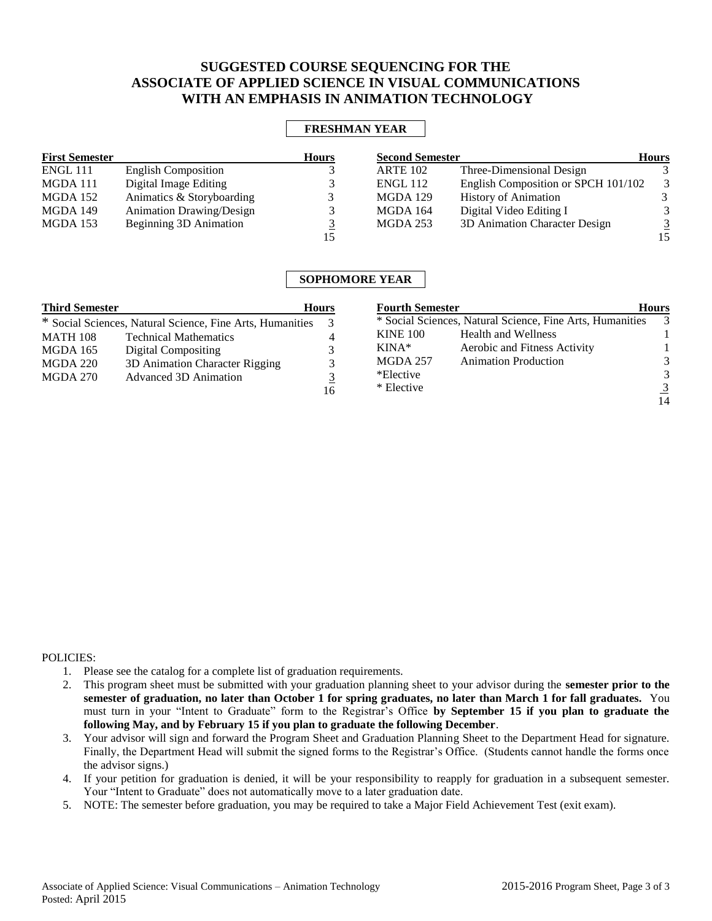# SUGGESTED COURSE SEQUENCING FOR THE ASSOCIATE OF APPLIED SCIENCE IN VISUAL COMMUNICATIONS WITH AN EMPHASIS IN ANIMATION TECHNOLOGY

## FRESHMAN YEAR

| First Semester | | Hours |
|---|---|---|
| ENGL 111 | English Composition | 3 |
| MGDA 111 | Digital Image Editing | 3 |
| MGDA 152 | Animatics & Storyboarding | 3 |
| MGDA 149 | Animation Drawing/Design | 3 |
| MGDA 153 | Beginning 3D Animation | 3 |
| | | 15 |

| Second Semester | | Hours |
|---|---|---|
| ARTE 102 | Three-Dimensional Design | 3 |
| ENGL 112 | English Composition or SPCH 101/102 | 3 |
| MGDA 129 | History of Animation | 3 |
| MGDA 164 | Digital Video Editing I | 3 |
| MGDA 253 | 3D Animation Character Design | 3 |
| | | 15 |

## SOPHOMORE YEAR

| Third Semester | | Hours |
|---|---|---|
| * Social Sciences, Natural Science, Fine Arts, Humanities | | 3 |
| MATH 108 | Technical Mathematics | 4 |
| MGDA 165 | Digital Compositing | 3 |
| MGDA 220 | 3D Animation Character Rigging | 3 |
| MGDA 270 | Advanced 3D Animation | 3 |
| | | 16 |

| Fourth Semester | | Hours |
|---|---|---|
| * Social Sciences, Natural Science, Fine Arts, Humanities | | 3 |
| KINE 100 | Health and Wellness | 1 |
| KINA* | Aerobic and Fitness Activity | 1 |
| MGDA 257 | Animation Production | 3 |
| *Elective | | 3 |
| * Elective | | 3 |
| | | 14 |

POLICIES:

1. Please see the catalog for a complete list of graduation requirements.
2. This program sheet must be submitted with your graduation planning sheet to your advisor during the **semester prior to the semester of graduation, no later than October 1 for spring graduates, no later than March 1 for fall graduates.** You must turn in your "Intent to Graduate" form to the Registrar's Office **by September 15 if you plan to graduate the following May, and by February 15 if you plan to graduate the following December**.
3. Your advisor will sign and forward the Program Sheet and Graduation Planning Sheet to the Department Head for signature. Finally, the Department Head will submit the signed forms to the Registrar's Office. (Students cannot handle the forms once the advisor signs.)
4. If your petition for graduation is denied, it will be your responsibility to reapply for graduation in a subsequent semester. Your "Intent to Graduate" does not automatically move to a later graduation date.
5. NOTE: The semester before graduation, you may be required to take a Major Field Achievement Test (exit exam).

Associate of Applied Science: Visual Communications – Animation Technology
Posted: April 2015